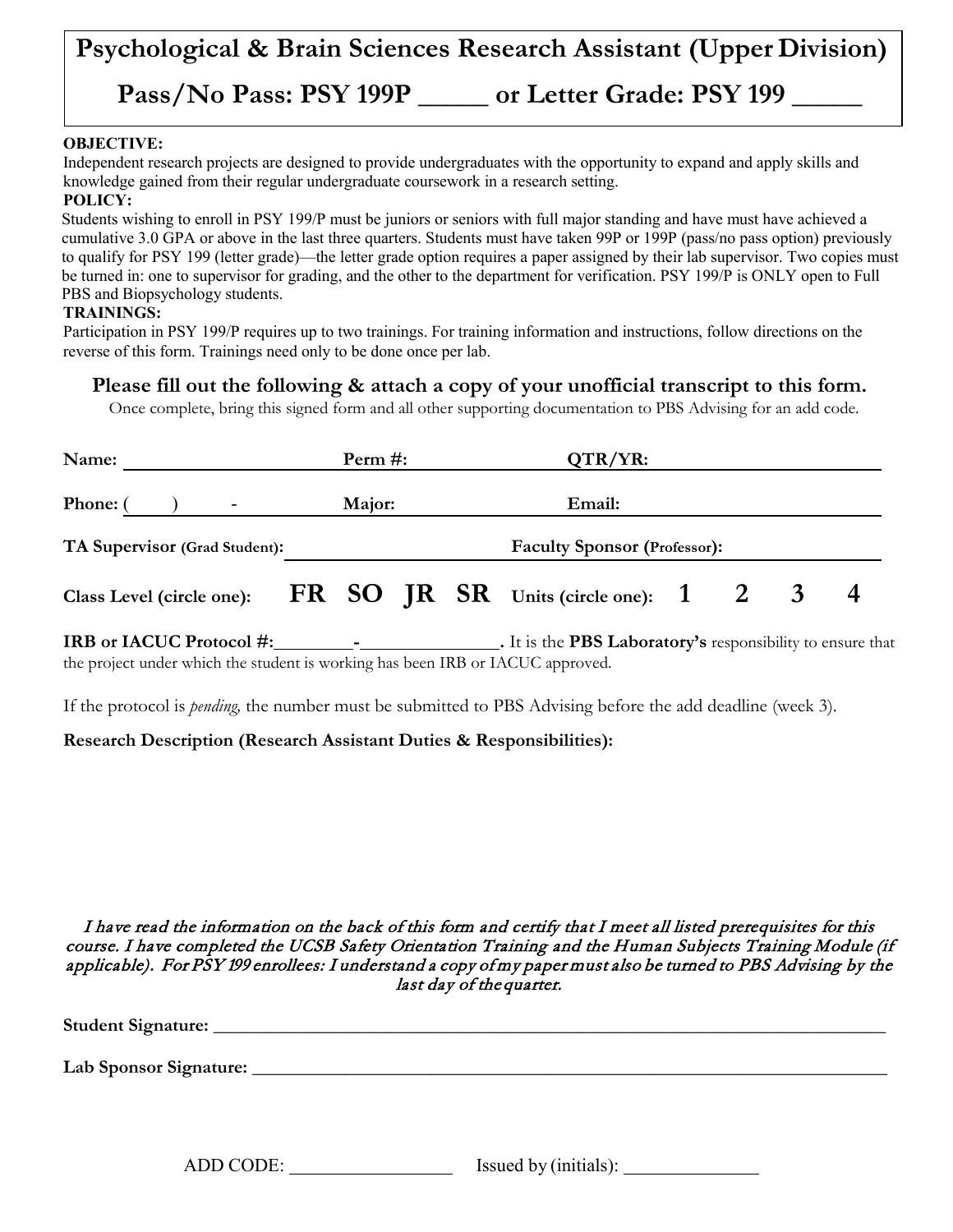# Psychological & Brain Sciences Research Assistant (Upper Division)

## Pass/No Pass: PSY 199P _____ or Letter Grade: PSY 199 _____

**OBJECTIVE:**

Independent research projects are designed to provide undergraduates with the opportunity to expand and apply skills and knowledge gained from their regular undergraduate coursework in a research setting.

**POLICY:**

Students wishing to enroll in PSY 199/P must be juniors or seniors with full major standing and have must have achieved a cumulative 3.0 GPA or above in the last three quarters. Students must have taken 99P or 199P (pass/no pass option) previously to qualify for PSY 199 (letter grade)—the letter grade option requires a paper assigned by their lab supervisor. Two copies must be turned in: one to supervisor for grading, and the other to the department for verification. PSY 199/P is ONLY open to Full PBS and Biopsychology students.

**TRAININGS:**

Participation in PSY 199/P requires up to two trainings. For training information and instructions, follow directions on the reverse of this form. Trainings need only to be done once per lab.

**Please fill out the following & attach a copy of your unofficial transcript to this form.**

Once complete, bring this signed form and all other supporting documentation to PBS Advising for an add code.

**Name:** ____________________ **Perm #:** ____________________ **QTR/YR:** ____________________

**Phone:** (     )      - **Major:** ____________________ **Email:** ____________________

**TA Supervisor** (Grad Student): ____________________ **Faculty Sponsor** (Professor): ____________________

**Class Level (circle one):** **FR SO JR SR** **Units (circle one):** **1 2 3 4**

**IRB or IACUC Protocol #:**________-______________. It is the **PBS Laboratory's** responsibility to ensure that the project under which the student is working has been IRB or IACUC approved.

If the protocol is *pending,* the number must be submitted to PBS Advising before the add deadline (week 3).

**Research Description (Research Assistant Duties & Responsibilities):**

*I have read the information on the back of this form and certify that I meet all listed prerequisites for this course. I have completed the UCSB Safety Orientation Training and the Human Subjects Training Module (if applicable). For PSY 199 enrollees: I understand a copy of my paper must also be turned to PBS Advising by the last day of the quarter.*

**Student Signature:** ________________________________________________________________

**Lab Sponsor Signature:** ____________________________________________________________

ADD CODE: ________________ Issued by (initials): ______________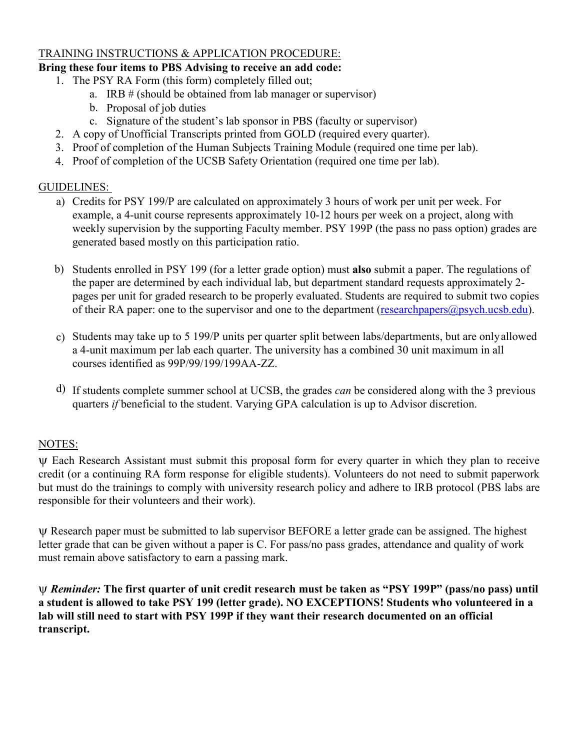TRAINING INSTRUCTIONS & APPLICATION PROCEDURE:

**Bring these four items to PBS Advising to receive an add code:**

1. The PSY RA Form (this form) completely filled out;
   a. IRB # (should be obtained from lab manager or supervisor)
   b. Proposal of job duties
   c. Signature of the student's lab sponsor in PBS (faculty or supervisor)
2. A copy of Unofficial Transcripts printed from GOLD (required every quarter).
3. Proof of completion of the Human Subjects Training Module (required one time per lab).
4. Proof of completion of the UCSB Safety Orientation (required one time per lab).

GUIDELINES:

a) Credits for PSY 199/P are calculated on approximately 3 hours of work per unit per week. For example, a 4-unit course represents approximately 10-12 hours per week on a project, along with weekly supervision by the supporting Faculty member. PSY 199P (the pass no pass option) grades are generated based mostly on this participation ratio.

b) Students enrolled in PSY 199 (for a letter grade option) must **also** submit a paper. The regulations of the paper are determined by each individual lab, but department standard requests approximately 2-pages per unit for graded research to be properly evaluated. Students are required to submit two copies of their RA paper: one to the supervisor and one to the department (researchpapers@psych.ucsb.edu).

c) Students may take up to 5 199/P units per quarter split between labs/departments, but are only allowed a 4-unit maximum per lab each quarter. The university has a combined 30 unit maximum in all courses identified as 99P/99/199/199AA-ZZ.

d) If students complete summer school at UCSB, the grades *can* be considered along with the 3 previous quarters *if* beneficial to the student. Varying GPA calculation is up to Advisor discretion.

NOTES:

ψ Each Research Assistant must submit this proposal form for every quarter in which they plan to receive credit (or a continuing RA form response for eligible students). Volunteers do not need to submit paperwork but must do the trainings to comply with university research policy and adhere to IRB protocol (PBS labs are responsible for their volunteers and their work).

ψ Research paper must be submitted to lab supervisor BEFORE a letter grade can be assigned. The highest letter grade that can be given without a paper is C. For pass/no pass grades, attendance and quality of work must remain above satisfactory to earn a passing mark.

ψ ***Reminder:*** **The first quarter of unit credit research must be taken as "PSY 199P" (pass/no pass) until a student is allowed to take PSY 199 (letter grade). NO EXCEPTIONS! Students who volunteered in a lab will still need to start with PSY 199P if they want their research documented on an official transcript.**